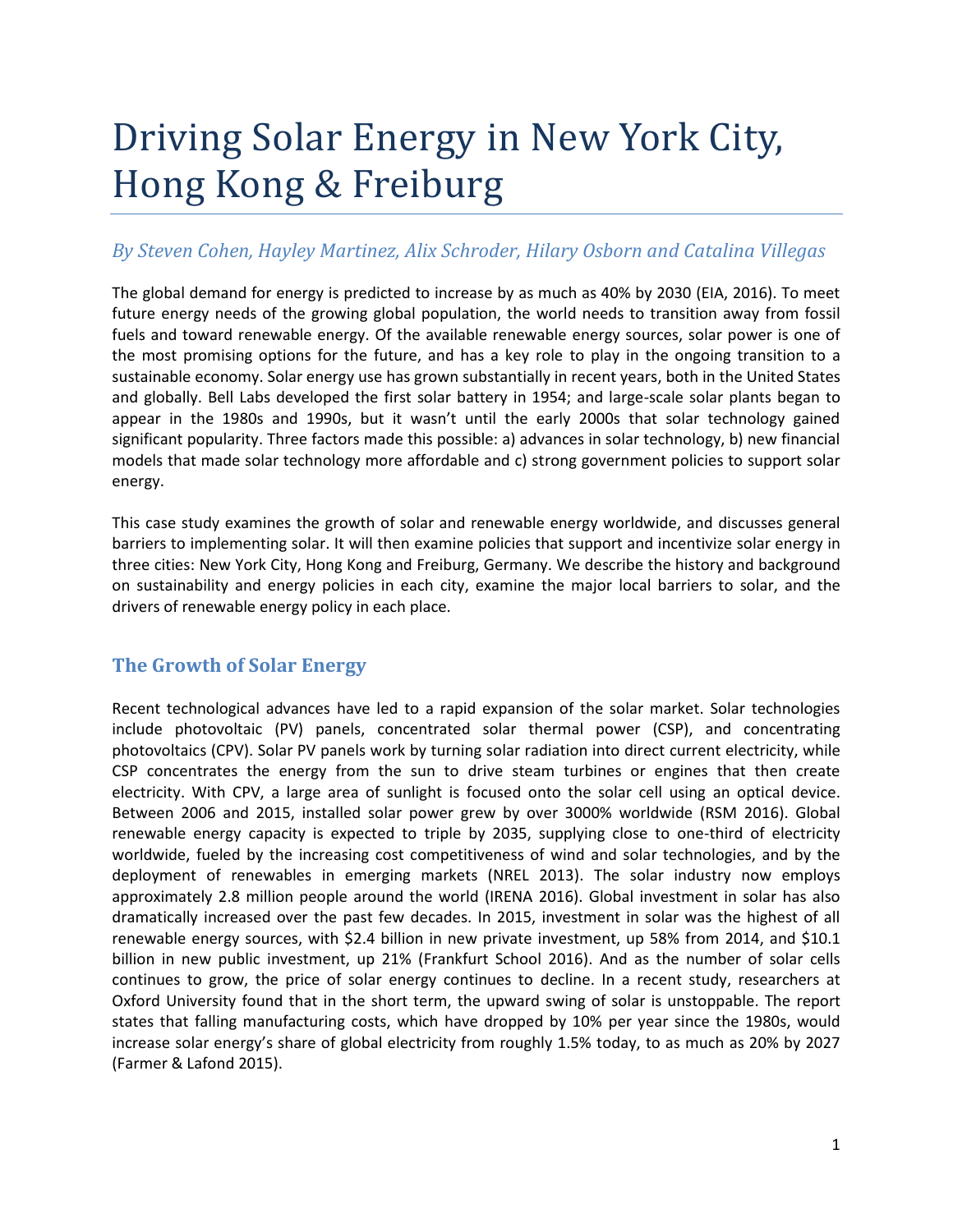# Driving Solar Energy in New York City, Hong Kong & Freiburg

*By Steven Cohen, Hayley Martinez, Alix Schroder, Hilary Osborn and Catalina Villegas*

The global demand for energy is predicted to increase by as much as 40% by 2030 (EIA, 2016). To meet future energy needs of the growing global population, the world needs to transition away from fossil fuels and toward renewable energy. Of the available renewable energy sources, solar power is one of the most promising options for the future, and has a key role to play in the ongoing transition to a sustainable economy. Solar energy use has grown substantially in recent years, both in the United States and globally. Bell Labs developed the first solar battery in 1954; and large-scale solar plants began to appear in the 1980s and 1990s, but it wasn't until the early 2000s that solar technology gained significant popularity. Three factors made this possible: a) advances in solar technology, b) new financial models that made solar technology more affordable and c) strong government policies to support solar energy.

This case study examines the growth of solar and renewable energy worldwide, and discusses general barriers to implementing solar. It will then examine policies that support and incentivize solar energy in three cities: New York City, Hong Kong and Freiburg, Germany. We describe the history and background on sustainability and energy policies in each city, examine the major local barriers to solar, and the drivers of renewable energy policy in each place.

## The Growth of Solar Energy

Recent technological advances have led to a rapid expansion of the solar market. Solar technologies include photovoltaic (PV) panels, concentrated solar thermal power (CSP), and concentrating photovoltaics (CPV). Solar PV panels work by turning solar radiation into direct current electricity, while CSP concentrates the energy from the sun to drive steam turbines or engines that then create electricity. With CPV, a large area of sunlight is focused onto the solar cell using an optical device. Between 2006 and 2015, installed solar power grew by over 3000% worldwide (RSM 2016). Global renewable energy capacity is expected to triple by 2035, supplying close to one-third of electricity worldwide, fueled by the increasing cost competitiveness of wind and solar technologies, and by the deployment of renewables in emerging markets (NREL 2013). The solar industry now employs approximately 2.8 million people around the world (IRENA 2016). Global investment in solar has also dramatically increased over the past few decades. In 2015, investment in solar was the highest of all renewable energy sources, with $2.4 billion in new private investment, up 58% from 2014, and $10.1 billion in new public investment, up 21% (Frankfurt School 2016). And as the number of solar cells continues to grow, the price of solar energy continues to decline. In a recent study, researchers at Oxford University found that in the short term, the upward swing of solar is unstoppable. The report states that falling manufacturing costs, which have dropped by 10% per year since the 1980s, would increase solar energy's share of global electricity from roughly 1.5% today, to as much as 20% by 2027 (Farmer & Lafond 2015).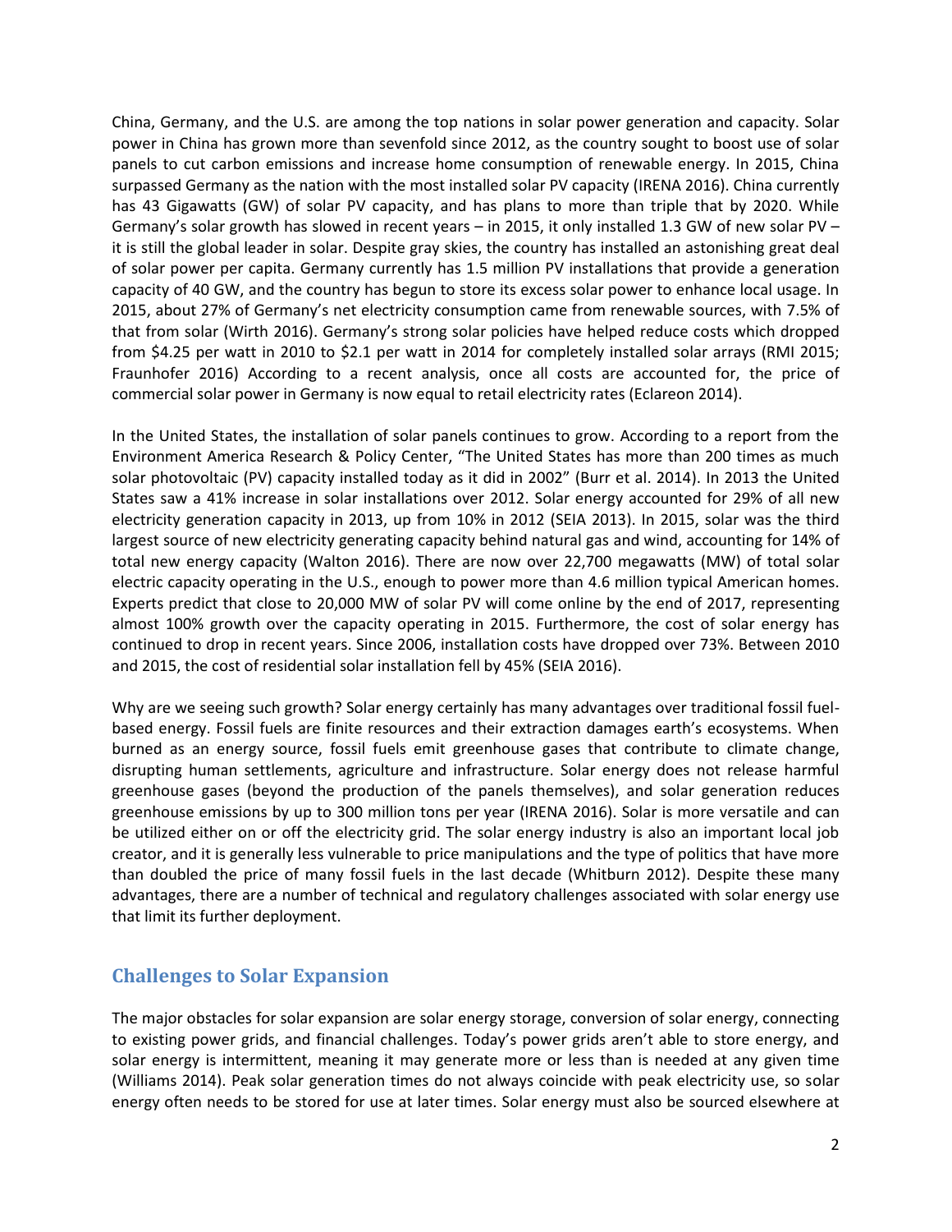China, Germany, and the U.S. are among the top nations in solar power generation and capacity. Solar power in China has grown more than sevenfold since 2012, as the country sought to boost use of solar panels to cut carbon emissions and increase home consumption of renewable energy. In 2015, China surpassed Germany as the nation with the most installed solar PV capacity (IRENA 2016). China currently has 43 Gigawatts (GW) of solar PV capacity, and has plans to more than triple that by 2020. While Germany's solar growth has slowed in recent years – in 2015, it only installed 1.3 GW of new solar PV – it is still the global leader in solar. Despite gray skies, the country has installed an astonishing great deal of solar power per capita. Germany currently has 1.5 million PV installations that provide a generation capacity of 40 GW, and the country has begun to store its excess solar power to enhance local usage. In 2015, about 27% of Germany's net electricity consumption came from renewable sources, with 7.5% of that from solar (Wirth 2016). Germany's strong solar policies have helped reduce costs which dropped from $4.25 per watt in 2010 to $2.1 per watt in 2014 for completely installed solar arrays (RMI 2015; Fraunhofer 2016) According to a recent analysis, once all costs are accounted for, the price of commercial solar power in Germany is now equal to retail electricity rates (Eclareon 2014).

In the United States, the installation of solar panels continues to grow. According to a report from the Environment America Research & Policy Center, "The United States has more than 200 times as much solar photovoltaic (PV) capacity installed today as it did in 2002" (Burr et al. 2014). In 2013 the United States saw a 41% increase in solar installations over 2012. Solar energy accounted for 29% of all new electricity generation capacity in 2013, up from 10% in 2012 (SEIA 2013). In 2015, solar was the third largest source of new electricity generating capacity behind natural gas and wind, accounting for 14% of total new energy capacity (Walton 2016). There are now over 22,700 megawatts (MW) of total solar electric capacity operating in the U.S., enough to power more than 4.6 million typical American homes. Experts predict that close to 20,000 MW of solar PV will come online by the end of 2017, representing almost 100% growth over the capacity operating in 2015. Furthermore, the cost of solar energy has continued to drop in recent years. Since 2006, installation costs have dropped over 73%. Between 2010 and 2015, the cost of residential solar installation fell by 45% (SEIA 2016).

Why are we seeing such growth? Solar energy certainly has many advantages over traditional fossil fuel-based energy. Fossil fuels are finite resources and their extraction damages earth's ecosystems. When burned as an energy source, fossil fuels emit greenhouse gases that contribute to climate change, disrupting human settlements, agriculture and infrastructure. Solar energy does not release harmful greenhouse gases (beyond the production of the panels themselves), and solar generation reduces greenhouse emissions by up to 300 million tons per year (IRENA 2016). Solar is more versatile and can be utilized either on or off the electricity grid. The solar energy industry is also an important local job creator, and it is generally less vulnerable to price manipulations and the type of politics that have more than doubled the price of many fossil fuels in the last decade (Whitburn 2012). Despite these many advantages, there are a number of technical and regulatory challenges associated with solar energy use that limit its further deployment.

## Challenges to Solar Expansion

The major obstacles for solar expansion are solar energy storage, conversion of solar energy, connecting to existing power grids, and financial challenges. Today's power grids aren't able to store energy, and solar energy is intermittent, meaning it may generate more or less than is needed at any given time (Williams 2014). Peak solar generation times do not always coincide with peak electricity use, so solar energy often needs to be stored for use at later times. Solar energy must also be sourced elsewhere at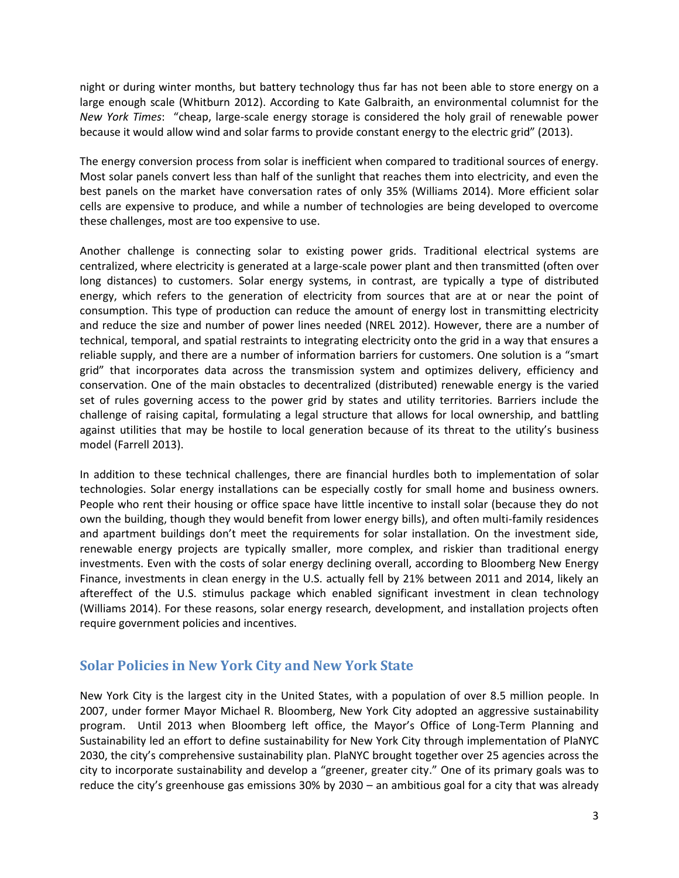night or during winter months, but battery technology thus far has not been able to store energy on a large enough scale (Whitburn 2012). According to Kate Galbraith, an environmental columnist for the *New York Times*: "cheap, large-scale energy storage is considered the holy grail of renewable power because it would allow wind and solar farms to provide constant energy to the electric grid" (2013).

The energy conversion process from solar is inefficient when compared to traditional sources of energy. Most solar panels convert less than half of the sunlight that reaches them into electricity, and even the best panels on the market have conversation rates of only 35% (Williams 2014). More efficient solar cells are expensive to produce, and while a number of technologies are being developed to overcome these challenges, most are too expensive to use.

Another challenge is connecting solar to existing power grids. Traditional electrical systems are centralized, where electricity is generated at a large-scale power plant and then transmitted (often over long distances) to customers. Solar energy systems, in contrast, are typically a type of distributed energy, which refers to the generation of electricity from sources that are at or near the point of consumption. This type of production can reduce the amount of energy lost in transmitting electricity and reduce the size and number of power lines needed (NREL 2012). However, there are a number of technical, temporal, and spatial restraints to integrating electricity onto the grid in a way that ensures a reliable supply, and there are a number of information barriers for customers. One solution is a "smart grid" that incorporates data across the transmission system and optimizes delivery, efficiency and conservation. One of the main obstacles to decentralized (distributed) renewable energy is the varied set of rules governing access to the power grid by states and utility territories. Barriers include the challenge of raising capital, formulating a legal structure that allows for local ownership, and battling against utilities that may be hostile to local generation because of its threat to the utility's business model (Farrell 2013).

In addition to these technical challenges, there are financial hurdles both to implementation of solar technologies. Solar energy installations can be especially costly for small home and business owners. People who rent their housing or office space have little incentive to install solar (because they do not own the building, though they would benefit from lower energy bills), and often multi-family residences and apartment buildings don't meet the requirements for solar installation. On the investment side, renewable energy projects are typically smaller, more complex, and riskier than traditional energy investments. Even with the costs of solar energy declining overall, according to Bloomberg New Energy Finance, investments in clean energy in the U.S. actually fell by 21% between 2011 and 2014, likely an aftereffect of the U.S. stimulus package which enabled significant investment in clean technology (Williams 2014). For these reasons, solar energy research, development, and installation projects often require government policies and incentives.

## Solar Policies in New York City and New York State

New York City is the largest city in the United States, with a population of over 8.5 million people. In 2007, under former Mayor Michael R. Bloomberg, New York City adopted an aggressive sustainability program. Until 2013 when Bloomberg left office, the Mayor's Office of Long-Term Planning and Sustainability led an effort to define sustainability for New York City through implementation of PlaNYC 2030, the city's comprehensive sustainability plan. PlaNYC brought together over 25 agencies across the city to incorporate sustainability and develop a "greener, greater city." One of its primary goals was to reduce the city's greenhouse gas emissions 30% by 2030 – an ambitious goal for a city that was already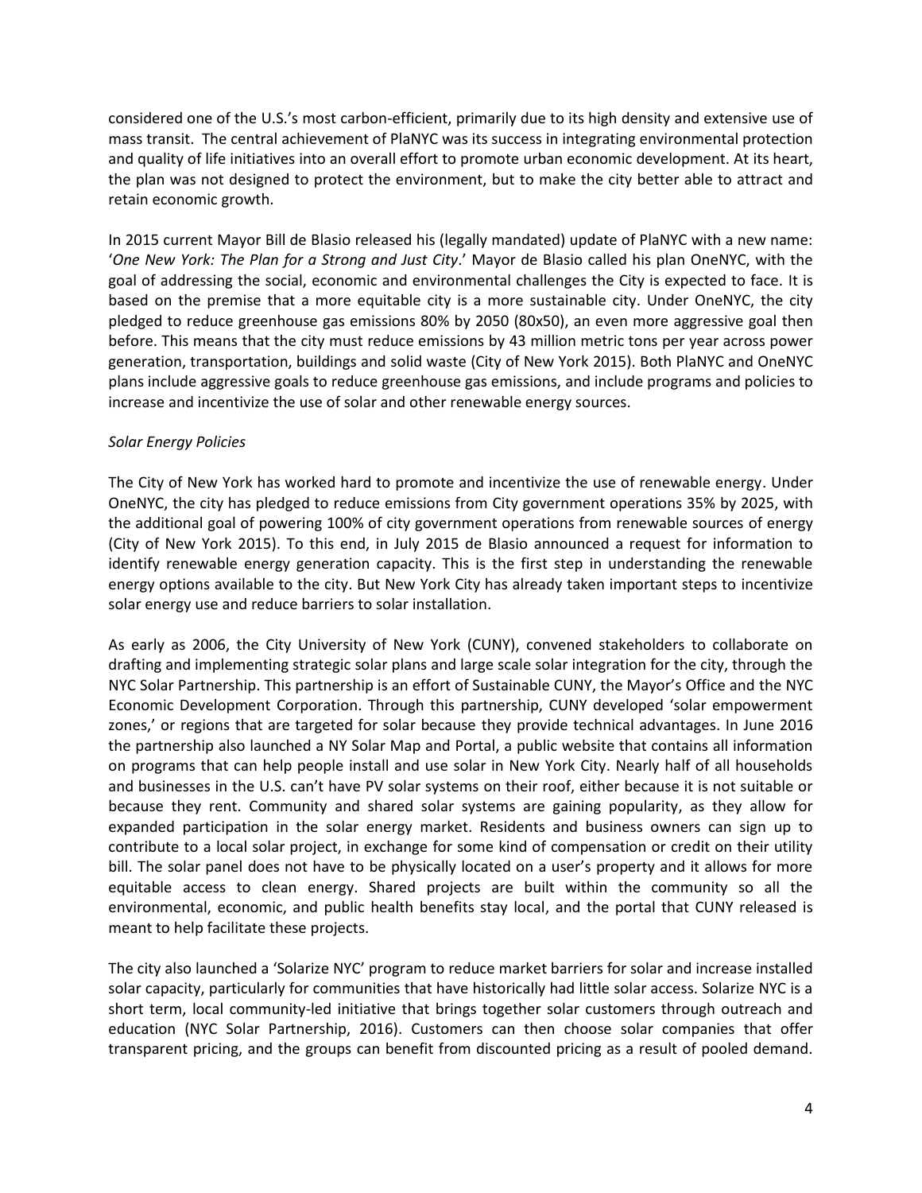considered one of the U.S.'s most carbon-efficient, primarily due to its high density and extensive use of mass transit. The central achievement of PlaNYC was its success in integrating environmental protection and quality of life initiatives into an overall effort to promote urban economic development. At its heart, the plan was not designed to protect the environment, but to make the city better able to attract and retain economic growth.

In 2015 current Mayor Bill de Blasio released his (legally mandated) update of PlaNYC with a new name: '*One New York: The Plan for a Strong and Just City*.' Mayor de Blasio called his plan OneNYC, with the goal of addressing the social, economic and environmental challenges the City is expected to face. It is based on the premise that a more equitable city is a more sustainable city. Under OneNYC, the city pledged to reduce greenhouse gas emissions 80% by 2050 (80x50), an even more aggressive goal then before. This means that the city must reduce emissions by 43 million metric tons per year across power generation, transportation, buildings and solid waste (City of New York 2015). Both PlaNYC and OneNYC plans include aggressive goals to reduce greenhouse gas emissions, and include programs and policies to increase and incentivize the use of solar and other renewable energy sources.

*Solar Energy Policies*

The City of New York has worked hard to promote and incentivize the use of renewable energy. Under OneNYC, the city has pledged to reduce emissions from City government operations 35% by 2025, with the additional goal of powering 100% of city government operations from renewable sources of energy (City of New York 2015). To this end, in July 2015 de Blasio announced a request for information to identify renewable energy generation capacity. This is the first step in understanding the renewable energy options available to the city. But New York City has already taken important steps to incentivize solar energy use and reduce barriers to solar installation.

As early as 2006, the City University of New York (CUNY), convened stakeholders to collaborate on drafting and implementing strategic solar plans and large scale solar integration for the city, through the NYC Solar Partnership. This partnership is an effort of Sustainable CUNY, the Mayor's Office and the NYC Economic Development Corporation. Through this partnership, CUNY developed 'solar empowerment zones,' or regions that are targeted for solar because they provide technical advantages. In June 2016 the partnership also launched a NY Solar Map and Portal, a public website that contains all information on programs that can help people install and use solar in New York City. Nearly half of all households and businesses in the U.S. can't have PV solar systems on their roof, either because it is not suitable or because they rent. Community and shared solar systems are gaining popularity, as they allow for expanded participation in the solar energy market. Residents and business owners can sign up to contribute to a local solar project, in exchange for some kind of compensation or credit on their utility bill. The solar panel does not have to be physically located on a user's property and it allows for more equitable access to clean energy. Shared projects are built within the community so all the environmental, economic, and public health benefits stay local, and the portal that CUNY released is meant to help facilitate these projects.

The city also launched a 'Solarize NYC' program to reduce market barriers for solar and increase installed solar capacity, particularly for communities that have historically had little solar access. Solarize NYC is a short term, local community-led initiative that brings together solar customers through outreach and education (NYC Solar Partnership, 2016). Customers can then choose solar companies that offer transparent pricing, and the groups can benefit from discounted pricing as a result of pooled demand.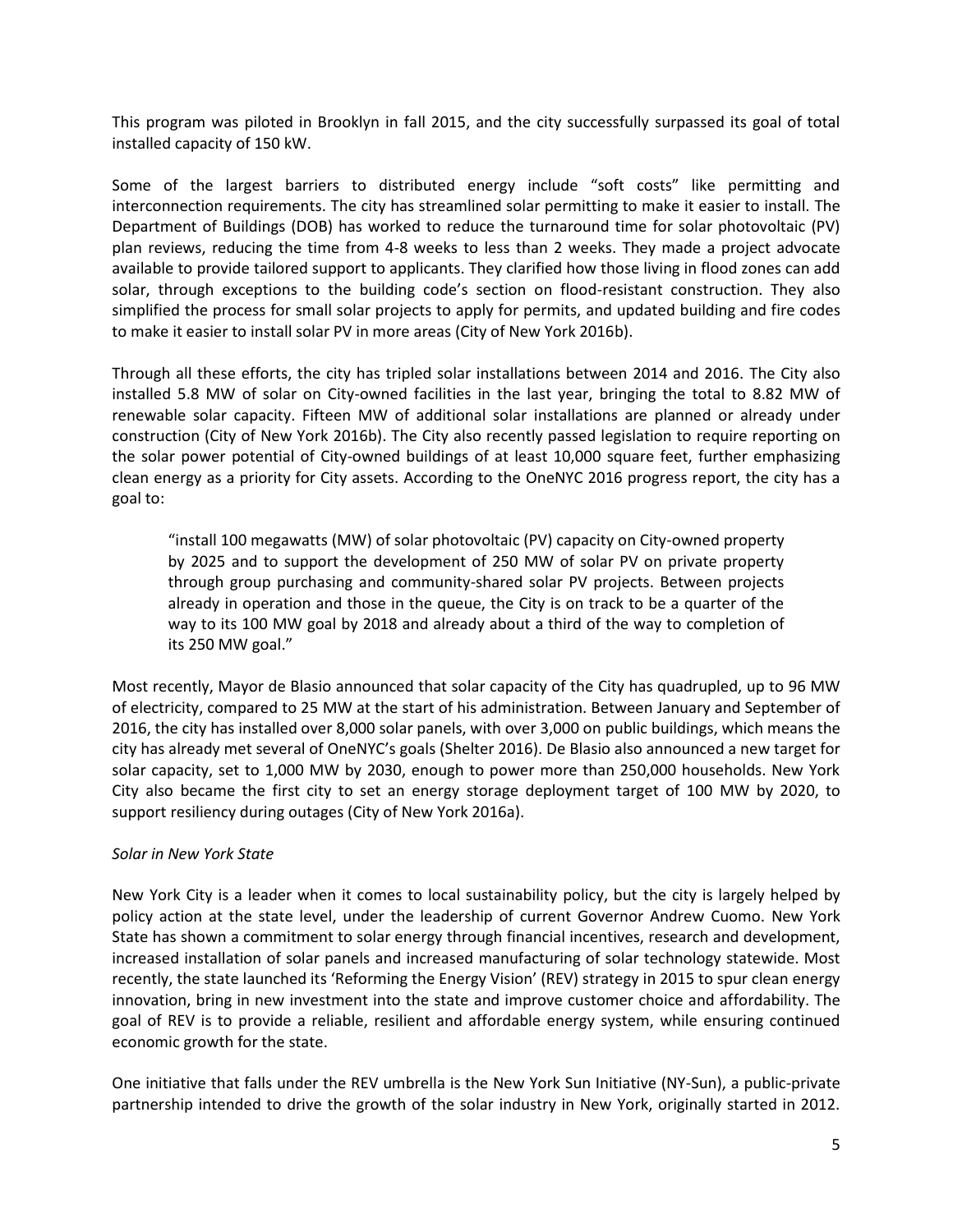This program was piloted in Brooklyn in fall 2015, and the city successfully surpassed its goal of total installed capacity of 150 kW.

Some of the largest barriers to distributed energy include "soft costs" like permitting and interconnection requirements. The city has streamlined solar permitting to make it easier to install. The Department of Buildings (DOB) has worked to reduce the turnaround time for solar photovoltaic (PV) plan reviews, reducing the time from 4-8 weeks to less than 2 weeks. They made a project advocate available to provide tailored support to applicants. They clarified how those living in flood zones can add solar, through exceptions to the building code's section on flood-resistant construction. They also simplified the process for small solar projects to apply for permits, and updated building and fire codes to make it easier to install solar PV in more areas (City of New York 2016b).

Through all these efforts, the city has tripled solar installations between 2014 and 2016. The City also installed 5.8 MW of solar on City-owned facilities in the last year, bringing the total to 8.82 MW of renewable solar capacity. Fifteen MW of additional solar installations are planned or already under construction (City of New York 2016b). The City also recently passed legislation to require reporting on the solar power potential of City-owned buildings of at least 10,000 square feet, further emphasizing clean energy as a priority for City assets. According to the OneNYC 2016 progress report, the city has a goal to:

> "install 100 megawatts (MW) of solar photovoltaic (PV) capacity on City-owned property by 2025 and to support the development of 250 MW of solar PV on private property through group purchasing and community-shared solar PV projects. Between projects already in operation and those in the queue, the City is on track to be a quarter of the way to its 100 MW goal by 2018 and already about a third of the way to completion of its 250 MW goal."

Most recently, Mayor de Blasio announced that solar capacity of the City has quadrupled, up to 96 MW of electricity, compared to 25 MW at the start of his administration. Between January and September of 2016, the city has installed over 8,000 solar panels, with over 3,000 on public buildings, which means the city has already met several of OneNYC's goals (Shelter 2016). De Blasio also announced a new target for solar capacity, set to 1,000 MW by 2030, enough to power more than 250,000 households. New York City also became the first city to set an energy storage deployment target of 100 MW by 2020, to support resiliency during outages (City of New York 2016a).

*Solar in New York State*

New York City is a leader when it comes to local sustainability policy, but the city is largely helped by policy action at the state level, under the leadership of current Governor Andrew Cuomo. New York State has shown a commitment to solar energy through financial incentives, research and development, increased installation of solar panels and increased manufacturing of solar technology statewide. Most recently, the state launched its 'Reforming the Energy Vision' (REV) strategy in 2015 to spur clean energy innovation, bring in new investment into the state and improve customer choice and affordability. The goal of REV is to provide a reliable, resilient and affordable energy system, while ensuring continued economic growth for the state.

One initiative that falls under the REV umbrella is the New York Sun Initiative (NY-Sun), a public-private partnership intended to drive the growth of the solar industry in New York, originally started in 2012.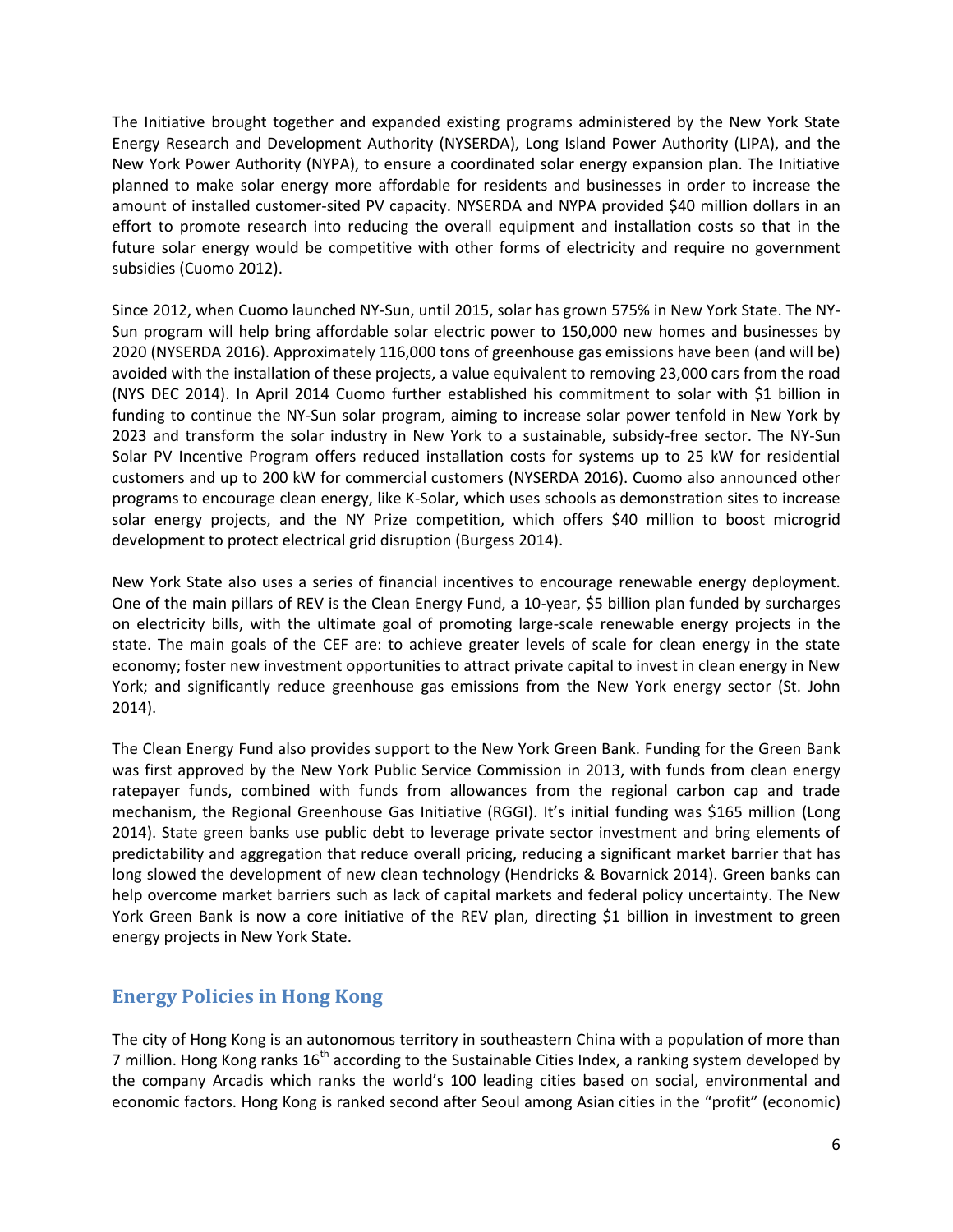The Initiative brought together and expanded existing programs administered by the New York State Energy Research and Development Authority (NYSERDA), Long Island Power Authority (LIPA), and the New York Power Authority (NYPA), to ensure a coordinated solar energy expansion plan. The Initiative planned to make solar energy more affordable for residents and businesses in order to increase the amount of installed customer-sited PV capacity. NYSERDA and NYPA provided $40 million dollars in an effort to promote research into reducing the overall equipment and installation costs so that in the future solar energy would be competitive with other forms of electricity and require no government subsidies (Cuomo 2012).

Since 2012, when Cuomo launched NY-Sun, until 2015, solar has grown 575% in New York State. The NY-Sun program will help bring affordable solar electric power to 150,000 new homes and businesses by 2020 (NYSERDA 2016). Approximately 116,000 tons of greenhouse gas emissions have been (and will be) avoided with the installation of these projects, a value equivalent to removing 23,000 cars from the road (NYS DEC 2014). In April 2014 Cuomo further established his commitment to solar with $1 billion in funding to continue the NY-Sun solar program, aiming to increase solar power tenfold in New York by 2023 and transform the solar industry in New York to a sustainable, subsidy-free sector. The NY-Sun Solar PV Incentive Program offers reduced installation costs for systems up to 25 kW for residential customers and up to 200 kW for commercial customers (NYSERDA 2016). Cuomo also announced other programs to encourage clean energy, like K-Solar, which uses schools as demonstration sites to increase solar energy projects, and the NY Prize competition, which offers $40 million to boost microgrid development to protect electrical grid disruption (Burgess 2014).

New York State also uses a series of financial incentives to encourage renewable energy deployment. One of the main pillars of REV is the Clean Energy Fund, a 10-year, $5 billion plan funded by surcharges on electricity bills, with the ultimate goal of promoting large-scale renewable energy projects in the state. The main goals of the CEF are: to achieve greater levels of scale for clean energy in the state economy; foster new investment opportunities to attract private capital to invest in clean energy in New York; and significantly reduce greenhouse gas emissions from the New York energy sector (St. John 2014).

The Clean Energy Fund also provides support to the New York Green Bank. Funding for the Green Bank was first approved by the New York Public Service Commission in 2013, with funds from clean energy ratepayer funds, combined with funds from allowances from the regional carbon cap and trade mechanism, the Regional Greenhouse Gas Initiative (RGGI). It's initial funding was $165 million (Long 2014). State green banks use public debt to leverage private sector investment and bring elements of predictability and aggregation that reduce overall pricing, reducing a significant market barrier that has long slowed the development of new clean technology (Hendricks & Bovarnick 2014). Green banks can help overcome market barriers such as lack of capital markets and federal policy uncertainty. The New York Green Bank is now a core initiative of the REV plan, directing $1 billion in investment to green energy projects in New York State.

## Energy Policies in Hong Kong

The city of Hong Kong is an autonomous territory in southeastern China with a population of more than 7 million. Hong Kong ranks 16th according to the Sustainable Cities Index, a ranking system developed by the company Arcadis which ranks the world's 100 leading cities based on social, environmental and economic factors. Hong Kong is ranked second after Seoul among Asian cities in the "profit" (economic)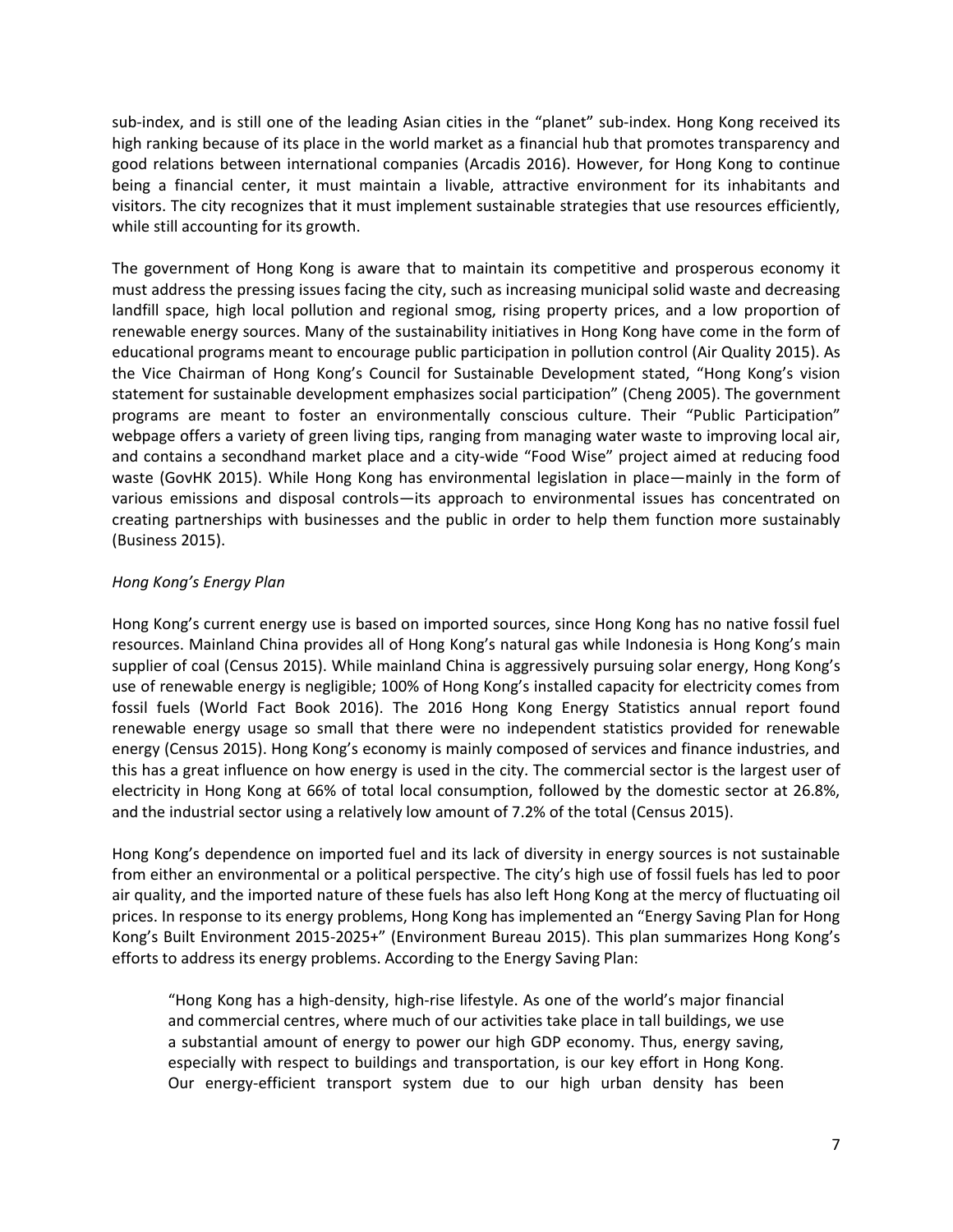sub-index, and is still one of the leading Asian cities in the "planet" sub-index. Hong Kong received its high ranking because of its place in the world market as a financial hub that promotes transparency and good relations between international companies (Arcadis 2016). However, for Hong Kong to continue being a financial center, it must maintain a livable, attractive environment for its inhabitants and visitors. The city recognizes that it must implement sustainable strategies that use resources efficiently, while still accounting for its growth.

The government of Hong Kong is aware that to maintain its competitive and prosperous economy it must address the pressing issues facing the city, such as increasing municipal solid waste and decreasing landfill space, high local pollution and regional smog, rising property prices, and a low proportion of renewable energy sources. Many of the sustainability initiatives in Hong Kong have come in the form of educational programs meant to encourage public participation in pollution control (Air Quality 2015). As the Vice Chairman of Hong Kong's Council for Sustainable Development stated, "Hong Kong's vision statement for sustainable development emphasizes social participation" (Cheng 2005). The government programs are meant to foster an environmentally conscious culture. Their "Public Participation" webpage offers a variety of green living tips, ranging from managing water waste to improving local air, and contains a secondhand market place and a city-wide "Food Wise" project aimed at reducing food waste (GovHK 2015). While Hong Kong has environmental legislation in place—mainly in the form of various emissions and disposal controls—its approach to environmental issues has concentrated on creating partnerships with businesses and the public in order to help them function more sustainably (Business 2015).

*Hong Kong's Energy Plan*

Hong Kong's current energy use is based on imported sources, since Hong Kong has no native fossil fuel resources. Mainland China provides all of Hong Kong's natural gas while Indonesia is Hong Kong's main supplier of coal (Census 2015). While mainland China is aggressively pursuing solar energy, Hong Kong's use of renewable energy is negligible; 100% of Hong Kong's installed capacity for electricity comes from fossil fuels (World Fact Book 2016). The 2016 Hong Kong Energy Statistics annual report found renewable energy usage so small that there were no independent statistics provided for renewable energy (Census 2015). Hong Kong's economy is mainly composed of services and finance industries, and this has a great influence on how energy is used in the city. The commercial sector is the largest user of electricity in Hong Kong at 66% of total local consumption, followed by the domestic sector at 26.8%, and the industrial sector using a relatively low amount of 7.2% of the total (Census 2015).

Hong Kong's dependence on imported fuel and its lack of diversity in energy sources is not sustainable from either an environmental or a political perspective. The city's high use of fossil fuels has led to poor air quality, and the imported nature of these fuels has also left Hong Kong at the mercy of fluctuating oil prices. In response to its energy problems, Hong Kong has implemented an "Energy Saving Plan for Hong Kong's Built Environment 2015-2025+" (Environment Bureau 2015). This plan summarizes Hong Kong's efforts to address its energy problems. According to the Energy Saving Plan:

> "Hong Kong has a high-density, high-rise lifestyle. As one of the world's major financial and commercial centres, where much of our activities take place in tall buildings, we use a substantial amount of energy to power our high GDP economy. Thus, energy saving, especially with respect to buildings and transportation, is our key effort in Hong Kong. Our energy-efficient transport system due to our high urban density has been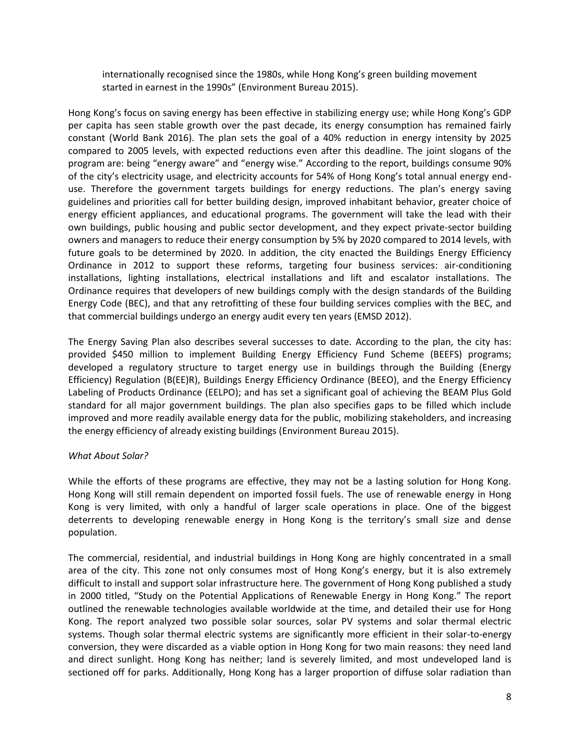internationally recognised since the 1980s, while Hong Kong's green building movement started in earnest in the 1990s" (Environment Bureau 2015).

Hong Kong's focus on saving energy has been effective in stabilizing energy use; while Hong Kong's GDP per capita has seen stable growth over the past decade, its energy consumption has remained fairly constant (World Bank 2016). The plan sets the goal of a 40% reduction in energy intensity by 2025 compared to 2005 levels, with expected reductions even after this deadline. The joint slogans of the program are: being "energy aware" and "energy wise." According to the report, buildings consume 90% of the city's electricity usage, and electricity accounts for 54% of Hong Kong's total annual energy end-use. Therefore the government targets buildings for energy reductions. The plan's energy saving guidelines and priorities call for better building design, improved inhabitant behavior, greater choice of energy efficient appliances, and educational programs. The government will take the lead with their own buildings, public housing and public sector development, and they expect private-sector building owners and managers to reduce their energy consumption by 5% by 2020 compared to 2014 levels, with future goals to be determined by 2020. In addition, the city enacted the Buildings Energy Efficiency Ordinance in 2012 to support these reforms, targeting four business services: air-conditioning installations, lighting installations, electrical installations and lift and escalator installations. The Ordinance requires that developers of new buildings comply with the design standards of the Building Energy Code (BEC), and that any retrofitting of these four building services complies with the BEC, and that commercial buildings undergo an energy audit every ten years (EMSD 2012).

The Energy Saving Plan also describes several successes to date. According to the plan, the city has: provided $450 million to implement Building Energy Efficiency Fund Scheme (BEEFS) programs; developed a regulatory structure to target energy use in buildings through the Building (Energy Efficiency) Regulation (B(EE)R), Buildings Energy Efficiency Ordinance (BEEO), and the Energy Efficiency Labeling of Products Ordinance (EELPO); and has set a significant goal of achieving the BEAM Plus Gold standard for all major government buildings. The plan also specifies gaps to be filled which include improved and more readily available energy data for the public, mobilizing stakeholders, and increasing the energy efficiency of already existing buildings (Environment Bureau 2015).

*What About Solar?*

While the efforts of these programs are effective, they may not be a lasting solution for Hong Kong. Hong Kong will still remain dependent on imported fossil fuels. The use of renewable energy in Hong Kong is very limited, with only a handful of larger scale operations in place. One of the biggest deterrents to developing renewable energy in Hong Kong is the territory's small size and dense population.

The commercial, residential, and industrial buildings in Hong Kong are highly concentrated in a small area of the city. This zone not only consumes most of Hong Kong's energy, but it is also extremely difficult to install and support solar infrastructure here. The government of Hong Kong published a study in 2000 titled, "Study on the Potential Applications of Renewable Energy in Hong Kong." The report outlined the renewable technologies available worldwide at the time, and detailed their use for Hong Kong. The report analyzed two possible solar sources, solar PV systems and solar thermal electric systems. Though solar thermal electric systems are significantly more efficient in their solar-to-energy conversion, they were discarded as a viable option in Hong Kong for two main reasons: they need land and direct sunlight. Hong Kong has neither; land is severely limited, and most undeveloped land is sectioned off for parks. Additionally, Hong Kong has a larger proportion of diffuse solar radiation than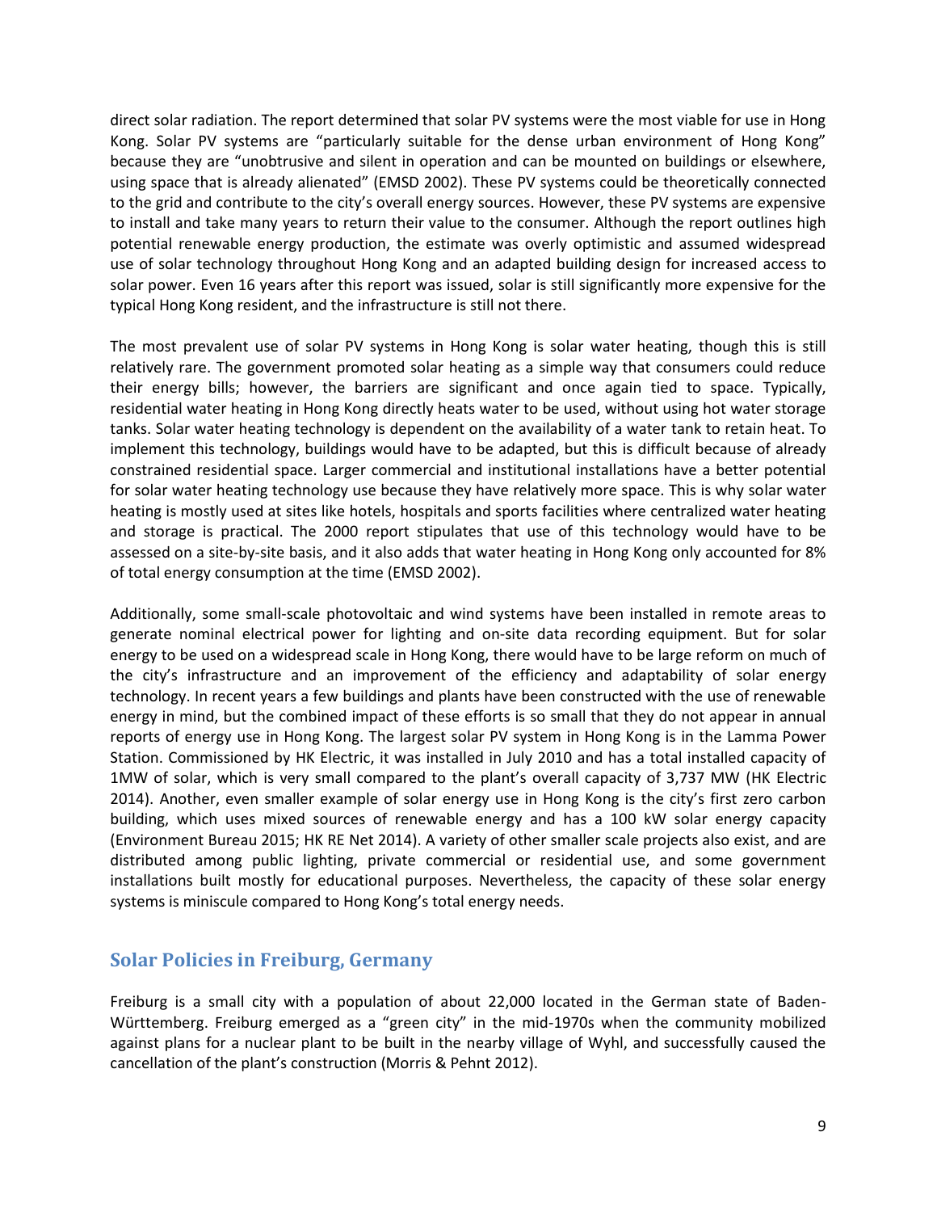direct solar radiation. The report determined that solar PV systems were the most viable for use in Hong Kong. Solar PV systems are "particularly suitable for the dense urban environment of Hong Kong" because they are "unobtrusive and silent in operation and can be mounted on buildings or elsewhere, using space that is already alienated" (EMSD 2002). These PV systems could be theoretically connected to the grid and contribute to the city's overall energy sources. However, these PV systems are expensive to install and take many years to return their value to the consumer. Although the report outlines high potential renewable energy production, the estimate was overly optimistic and assumed widespread use of solar technology throughout Hong Kong and an adapted building design for increased access to solar power. Even 16 years after this report was issued, solar is still significantly more expensive for the typical Hong Kong resident, and the infrastructure is still not there.

The most prevalent use of solar PV systems in Hong Kong is solar water heating, though this is still relatively rare. The government promoted solar heating as a simple way that consumers could reduce their energy bills; however, the barriers are significant and once again tied to space. Typically, residential water heating in Hong Kong directly heats water to be used, without using hot water storage tanks. Solar water heating technology is dependent on the availability of a water tank to retain heat. To implement this technology, buildings would have to be adapted, but this is difficult because of already constrained residential space. Larger commercial and institutional installations have a better potential for solar water heating technology use because they have relatively more space. This is why solar water heating is mostly used at sites like hotels, hospitals and sports facilities where centralized water heating and storage is practical. The 2000 report stipulates that use of this technology would have to be assessed on a site-by-site basis, and it also adds that water heating in Hong Kong only accounted for 8% of total energy consumption at the time (EMSD 2002).

Additionally, some small-scale photovoltaic and wind systems have been installed in remote areas to generate nominal electrical power for lighting and on-site data recording equipment. But for solar energy to be used on a widespread scale in Hong Kong, there would have to be large reform on much of the city's infrastructure and an improvement of the efficiency and adaptability of solar energy technology. In recent years a few buildings and plants have been constructed with the use of renewable energy in mind, but the combined impact of these efforts is so small that they do not appear in annual reports of energy use in Hong Kong. The largest solar PV system in Hong Kong is in the Lamma Power Station. Commissioned by HK Electric, it was installed in July 2010 and has a total installed capacity of 1MW of solar, which is very small compared to the plant's overall capacity of 3,737 MW (HK Electric 2014). Another, even smaller example of solar energy use in Hong Kong is the city's first zero carbon building, which uses mixed sources of renewable energy and has a 100 kW solar energy capacity (Environment Bureau 2015; HK RE Net 2014). A variety of other smaller scale projects also exist, and are distributed among public lighting, private commercial or residential use, and some government installations built mostly for educational purposes. Nevertheless, the capacity of these solar energy systems is miniscule compared to Hong Kong's total energy needs.

## Solar Policies in Freiburg, Germany

Freiburg is a small city with a population of about 22,000 located in the German state of Baden-Württemberg. Freiburg emerged as a "green city" in the mid-1970s when the community mobilized against plans for a nuclear plant to be built in the nearby village of Wyhl, and successfully caused the cancellation of the plant's construction (Morris & Pehnt 2012).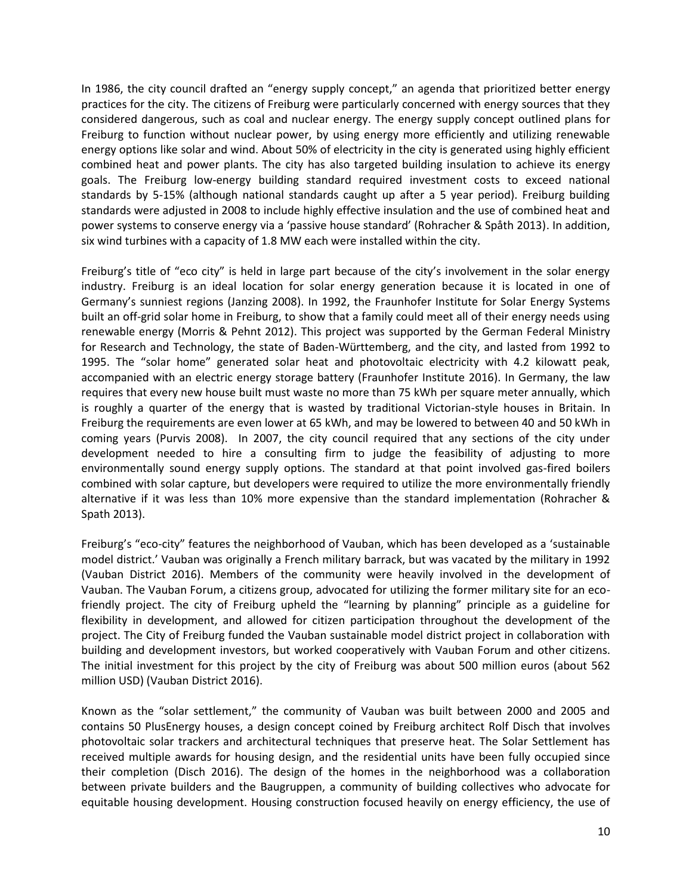In 1986, the city council drafted an "energy supply concept," an agenda that prioritized better energy practices for the city. The citizens of Freiburg were particularly concerned with energy sources that they considered dangerous, such as coal and nuclear energy. The energy supply concept outlined plans for Freiburg to function without nuclear power, by using energy more efficiently and utilizing renewable energy options like solar and wind. About 50% of electricity in the city is generated using highly efficient combined heat and power plants. The city has also targeted building insulation to achieve its energy goals. The Freiburg low-energy building standard required investment costs to exceed national standards by 5-15% (although national standards caught up after a 5 year period). Freiburg building standards were adjusted in 2008 to include highly effective insulation and the use of combined heat and power systems to conserve energy via a 'passive house standard' (Rohracher & Spåth 2013). In addition, six wind turbines with a capacity of 1.8 MW each were installed within the city.

Freiburg's title of "eco city" is held in large part because of the city's involvement in the solar energy industry. Freiburg is an ideal location for solar energy generation because it is located in one of Germany's sunniest regions (Janzing 2008). In 1992, the Fraunhofer Institute for Solar Energy Systems built an off-grid solar home in Freiburg, to show that a family could meet all of their energy needs using renewable energy (Morris & Pehnt 2012). This project was supported by the German Federal Ministry for Research and Technology, the state of Baden-Württemberg, and the city, and lasted from 1992 to 1995. The "solar home" generated solar heat and photovoltaic electricity with 4.2 kilowatt peak, accompanied with an electric energy storage battery (Fraunhofer Institute 2016). In Germany, the law requires that every new house built must waste no more than 75 kWh per square meter annually, which is roughly a quarter of the energy that is wasted by traditional Victorian-style houses in Britain. In Freiburg the requirements are even lower at 65 kWh, and may be lowered to between 40 and 50 kWh in coming years (Purvis 2008). In 2007, the city council required that any sections of the city under development needed to hire a consulting firm to judge the feasibility of adjusting to more environmentally sound energy supply options. The standard at that point involved gas-fired boilers combined with solar capture, but developers were required to utilize the more environmentally friendly alternative if it was less than 10% more expensive than the standard implementation (Rohracher & Spath 2013).

Freiburg's "eco-city" features the neighborhood of Vauban, which has been developed as a 'sustainable model district.' Vauban was originally a French military barrack, but was vacated by the military in 1992 (Vauban District 2016). Members of the community were heavily involved in the development of Vauban. The Vauban Forum, a citizens group, advocated for utilizing the former military site for an eco-friendly project. The city of Freiburg upheld the "learning by planning" principle as a guideline for flexibility in development, and allowed for citizen participation throughout the development of the project. The City of Freiburg funded the Vauban sustainable model district project in collaboration with building and development investors, but worked cooperatively with Vauban Forum and other citizens. The initial investment for this project by the city of Freiburg was about 500 million euros (about 562 million USD) (Vauban District 2016).

Known as the "solar settlement," the community of Vauban was built between 2000 and 2005 and contains 50 PlusEnergy houses, a design concept coined by Freiburg architect Rolf Disch that involves photovoltaic solar trackers and architectural techniques that preserve heat. The Solar Settlement has received multiple awards for housing design, and the residential units have been fully occupied since their completion (Disch 2016). The design of the homes in the neighborhood was a collaboration between private builders and the Baugruppen, a community of building collectives who advocate for equitable housing development. Housing construction focused heavily on energy efficiency, the use of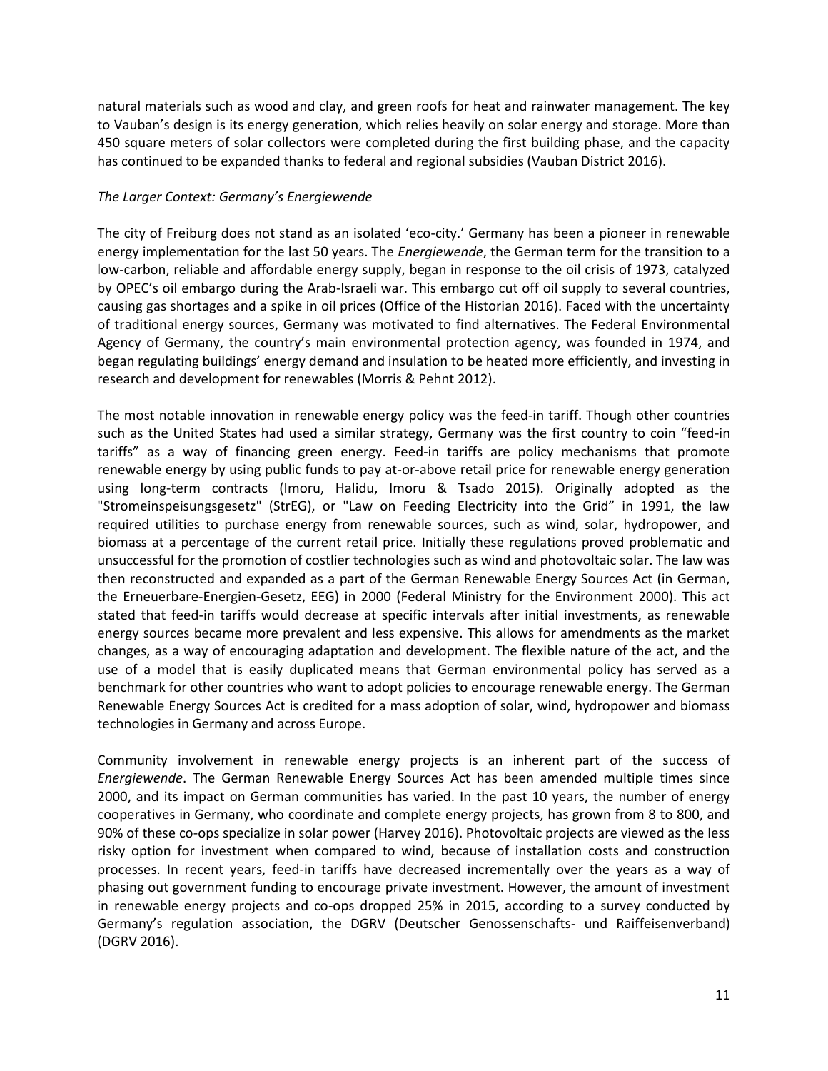natural materials such as wood and clay, and green roofs for heat and rainwater management. The key to Vauban's design is its energy generation, which relies heavily on solar energy and storage. More than 450 square meters of solar collectors were completed during the first building phase, and the capacity has continued to be expanded thanks to federal and regional subsidies (Vauban District 2016).

*The Larger Context: Germany's Energiewende*

The city of Freiburg does not stand as an isolated 'eco-city.' Germany has been a pioneer in renewable energy implementation for the last 50 years. The *Energiewende*, the German term for the transition to a low-carbon, reliable and affordable energy supply, began in response to the oil crisis of 1973, catalyzed by OPEC's oil embargo during the Arab-Israeli war. This embargo cut off oil supply to several countries, causing gas shortages and a spike in oil prices (Office of the Historian 2016). Faced with the uncertainty of traditional energy sources, Germany was motivated to find alternatives. The Federal Environmental Agency of Germany, the country's main environmental protection agency, was founded in 1974, and began regulating buildings' energy demand and insulation to be heated more efficiently, and investing in research and development for renewables (Morris & Pehnt 2012).

The most notable innovation in renewable energy policy was the feed-in tariff. Though other countries such as the United States had used a similar strategy, Germany was the first country to coin "feed-in tariffs" as a way of financing green energy. Feed-in tariffs are policy mechanisms that promote renewable energy by using public funds to pay at-or-above retail price for renewable energy generation using long-term contracts (Imoru, Halidu, Imoru & Tsado 2015). Originally adopted as the "Stromeinspeisungsgesetz" (StrEG), or "Law on Feeding Electricity into the Grid" in 1991, the law required utilities to purchase energy from renewable sources, such as wind, solar, hydropower, and biomass at a percentage of the current retail price. Initially these regulations proved problematic and unsuccessful for the promotion of costlier technologies such as wind and photovoltaic solar. The law was then reconstructed and expanded as a part of the German Renewable Energy Sources Act (in German, the Erneuerbare-Energien-Gesetz, EEG) in 2000 (Federal Ministry for the Environment 2000). This act stated that feed-in tariffs would decrease at specific intervals after initial investments, as renewable energy sources became more prevalent and less expensive. This allows for amendments as the market changes, as a way of encouraging adaptation and development. The flexible nature of the act, and the use of a model that is easily duplicated means that German environmental policy has served as a benchmark for other countries who want to adopt policies to encourage renewable energy. The German Renewable Energy Sources Act is credited for a mass adoption of solar, wind, hydropower and biomass technologies in Germany and across Europe.

Community involvement in renewable energy projects is an inherent part of the success of *Energiewende*. The German Renewable Energy Sources Act has been amended multiple times since 2000, and its impact on German communities has varied. In the past 10 years, the number of energy cooperatives in Germany, who coordinate and complete energy projects, has grown from 8 to 800, and 90% of these co-ops specialize in solar power (Harvey 2016). Photovoltaic projects are viewed as the less risky option for investment when compared to wind, because of installation costs and construction processes. In recent years, feed-in tariffs have decreased incrementally over the years as a way of phasing out government funding to encourage private investment. However, the amount of investment in renewable energy projects and co-ops dropped 25% in 2015, according to a survey conducted by Germany's regulation association, the DGRV (Deutscher Genossenschafts- und Raiffeisenverband) (DGRV 2016).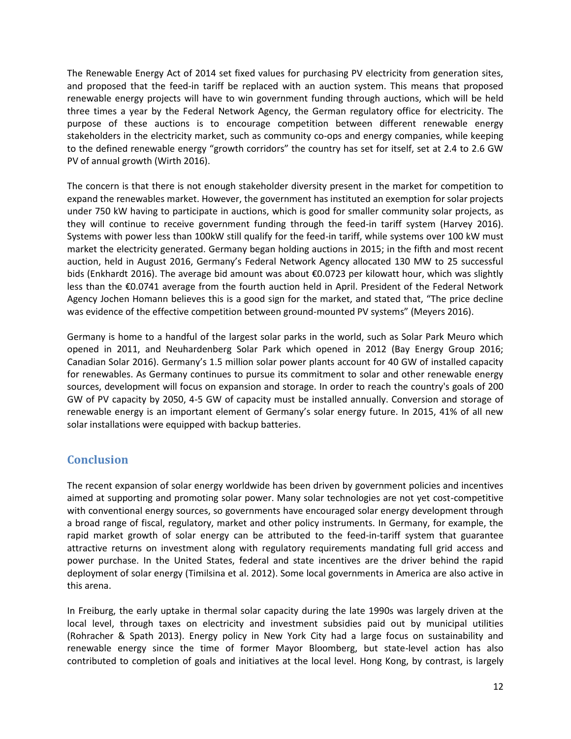The Renewable Energy Act of 2014 set fixed values for purchasing PV electricity from generation sites, and proposed that the feed-in tariff be replaced with an auction system. This means that proposed renewable energy projects will have to win government funding through auctions, which will be held three times a year by the Federal Network Agency, the German regulatory office for electricity. The purpose of these auctions is to encourage competition between different renewable energy stakeholders in the electricity market, such as community co-ops and energy companies, while keeping to the defined renewable energy "growth corridors" the country has set for itself, set at 2.4 to 2.6 GW PV of annual growth (Wirth 2016).

The concern is that there is not enough stakeholder diversity present in the market for competition to expand the renewables market. However, the government has instituted an exemption for solar projects under 750 kW having to participate in auctions, which is good for smaller community solar projects, as they will continue to receive government funding through the feed-in tariff system (Harvey 2016). Systems with power less than 100kW still qualify for the feed-in tariff, while systems over 100 kW must market the electricity generated. Germany began holding auctions in 2015; in the fifth and most recent auction, held in August 2016, Germany's Federal Network Agency allocated 130 MW to 25 successful bids (Enkhardt 2016). The average bid amount was about €0.0723 per kilowatt hour, which was slightly less than the €0.0741 average from the fourth auction held in April. President of the Federal Network Agency Jochen Homann believes this is a good sign for the market, and stated that, "The price decline was evidence of the effective competition between ground-mounted PV systems" (Meyers 2016).

Germany is home to a handful of the largest solar parks in the world, such as Solar Park Meuro which opened in 2011, and Neuhardenberg Solar Park which opened in 2012 (Bay Energy Group 2016; Canadian Solar 2016). Germany's 1.5 million solar power plants account for 40 GW of installed capacity for renewables. As Germany continues to pursue its commitment to solar and other renewable energy sources, development will focus on expansion and storage. In order to reach the country's goals of 200 GW of PV capacity by 2050, 4-5 GW of capacity must be installed annually. Conversion and storage of renewable energy is an important element of Germany's solar energy future. In 2015, 41% of all new solar installations were equipped with backup batteries.

## Conclusion

The recent expansion of solar energy worldwide has been driven by government policies and incentives aimed at supporting and promoting solar power. Many solar technologies are not yet cost-competitive with conventional energy sources, so governments have encouraged solar energy development through a broad range of fiscal, regulatory, market and other policy instruments. In Germany, for example, the rapid market growth of solar energy can be attributed to the feed-in-tariff system that guarantee attractive returns on investment along with regulatory requirements mandating full grid access and power purchase. In the United States, federal and state incentives are the driver behind the rapid deployment of solar energy (Timilsina et al. 2012). Some local governments in America are also active in this arena.

In Freiburg, the early uptake in thermal solar capacity during the late 1990s was largely driven at the local level, through taxes on electricity and investment subsidies paid out by municipal utilities (Rohracher & Spath 2013). Energy policy in New York City had a large focus on sustainability and renewable energy since the time of former Mayor Bloomberg, but state-level action has also contributed to completion of goals and initiatives at the local level. Hong Kong, by contrast, is largely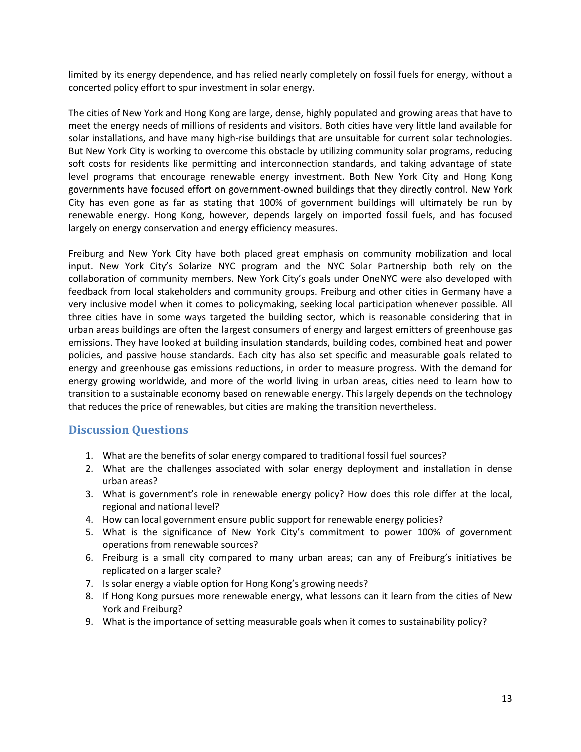limited by its energy dependence, and has relied nearly completely on fossil fuels for energy, without a concerted policy effort to spur investment in solar energy.

The cities of New York and Hong Kong are large, dense, highly populated and growing areas that have to meet the energy needs of millions of residents and visitors. Both cities have very little land available for solar installations, and have many high-rise buildings that are unsuitable for current solar technologies. But New York City is working to overcome this obstacle by utilizing community solar programs, reducing soft costs for residents like permitting and interconnection standards, and taking advantage of state level programs that encourage renewable energy investment. Both New York City and Hong Kong governments have focused effort on government-owned buildings that they directly control. New York City has even gone as far as stating that 100% of government buildings will ultimately be run by renewable energy. Hong Kong, however, depends largely on imported fossil fuels, and has focused largely on energy conservation and energy efficiency measures.

Freiburg and New York City have both placed great emphasis on community mobilization and local input. New York City's Solarize NYC program and the NYC Solar Partnership both rely on the collaboration of community members. New York City's goals under OneNYC were also developed with feedback from local stakeholders and community groups. Freiburg and other cities in Germany have a very inclusive model when it comes to policymaking, seeking local participation whenever possible. All three cities have in some ways targeted the building sector, which is reasonable considering that in urban areas buildings are often the largest consumers of energy and largest emitters of greenhouse gas emissions. They have looked at building insulation standards, building codes, combined heat and power policies, and passive house standards. Each city has also set specific and measurable goals related to energy and greenhouse gas emissions reductions, in order to measure progress. With the demand for energy growing worldwide, and more of the world living in urban areas, cities need to learn how to transition to a sustainable economy based on renewable energy. This largely depends on the technology that reduces the price of renewables, but cities are making the transition nevertheless.

## Discussion Questions

1. What are the benefits of solar energy compared to traditional fossil fuel sources?
2. What are the challenges associated with solar energy deployment and installation in dense urban areas?
3. What is government's role in renewable energy policy? How does this role differ at the local, regional and national level?
4. How can local government ensure public support for renewable energy policies?
5. What is the significance of New York City's commitment to power 100% of government operations from renewable sources?
6. Freiburg is a small city compared to many urban areas; can any of Freiburg's initiatives be replicated on a larger scale?
7. Is solar energy a viable option for Hong Kong's growing needs?
8. If Hong Kong pursues more renewable energy, what lessons can it learn from the cities of New York and Freiburg?
9. What is the importance of setting measurable goals when it comes to sustainability policy?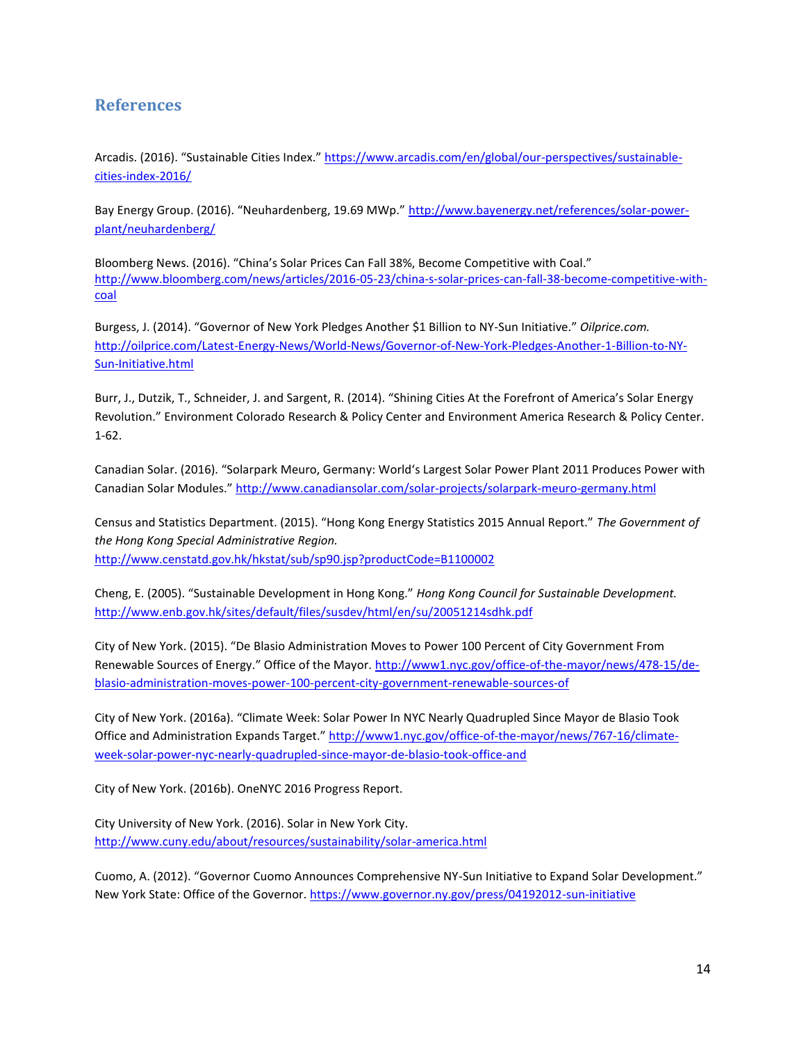## References

Arcadis. (2016). "Sustainable Cities Index." https://www.arcadis.com/en/global/our-perspectives/sustainable-cities-index-2016/

Bay Energy Group. (2016). "Neuhardenberg, 19.69 MWp." http://www.bayenergy.net/references/solar-power-plant/neuhardenberg/

Bloomberg News. (2016). "China's Solar Prices Can Fall 38%, Become Competitive with Coal." http://www.bloomberg.com/news/articles/2016-05-23/china-s-solar-prices-can-fall-38-become-competitive-with-coal

Burgess, J. (2014). "Governor of New York Pledges Another $1 Billion to NY-Sun Initiative." *Oilprice.com.* http://oilprice.com/Latest-Energy-News/World-News/Governor-of-New-York-Pledges-Another-1-Billion-to-NY-Sun-Initiative.html

Burr, J., Dutzik, T., Schneider, J. and Sargent, R. (2014). "Shining Cities At the Forefront of America's Solar Energy Revolution." Environment Colorado Research & Policy Center and Environment America Research & Policy Center. 1-62.

Canadian Solar. (2016). "Solarpark Meuro, Germany: World's Largest Solar Power Plant 2011 Produces Power with Canadian Solar Modules." http://www.canadiansolar.com/solar-projects/solarpark-meuro-germany.html

Census and Statistics Department. (2015). "Hong Kong Energy Statistics 2015 Annual Report." *The Government of the Hong Kong Special Administrative Region.* http://www.censtatd.gov.hk/hkstat/sub/sp90.jsp?productCode=B1100002

Cheng, E. (2005). "Sustainable Development in Hong Kong." *Hong Kong Council for Sustainable Development.* http://www.enb.gov.hk/sites/default/files/susdev/html/en/su/20051214sdhk.pdf

City of New York. (2015). "De Blasio Administration Moves to Power 100 Percent of City Government From Renewable Sources of Energy." Office of the Mayor. http://www1.nyc.gov/office-of-the-mayor/news/478-15/de-blasio-administration-moves-power-100-percent-city-government-renewable-sources-of

City of New York. (2016a). "Climate Week: Solar Power In NYC Nearly Quadrupled Since Mayor de Blasio Took Office and Administration Expands Target." http://www1.nyc.gov/office-of-the-mayor/news/767-16/climate-week-solar-power-nyc-nearly-quadrupled-since-mayor-de-blasio-took-office-and

City of New York. (2016b). OneNYC 2016 Progress Report.

City University of New York. (2016). Solar in New York City. http://www.cuny.edu/about/resources/sustainability/solar-america.html

Cuomo, A. (2012). "Governor Cuomo Announces Comprehensive NY-Sun Initiative to Expand Solar Development." New York State: Office of the Governor. https://www.governor.ny.gov/press/04192012-sun-initiative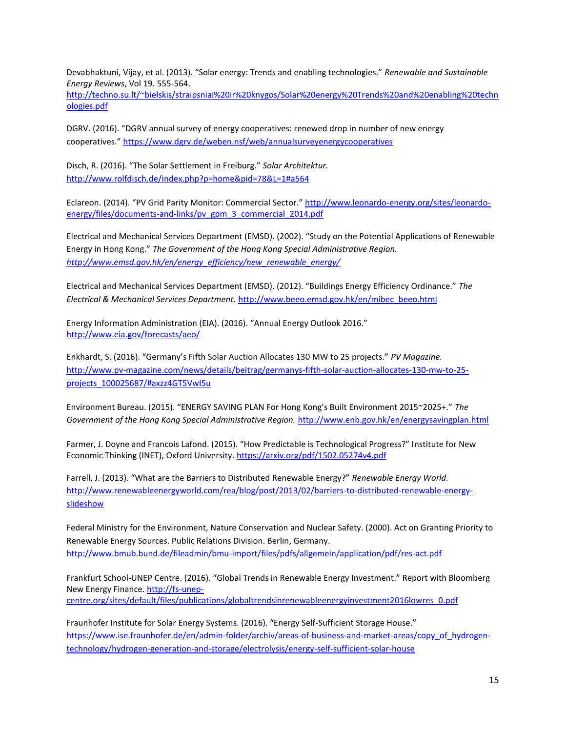Devabhaktuni, Vijay, et al. (2013). "Solar energy: Trends and enabling technologies." *Renewable and Sustainable Energy Reviews*, Vol 19. 555-564. http://techno.su.lt/~bielskis/straipsniai%20ir%20knygos/Solar%20energy%20Trends%20and%20enabling%20technologies.pdf

DGRV. (2016). "DGRV annual survey of energy cooperatives: renewed drop in number of new energy cooperatives." https://www.dgrv.de/weben.nsf/web/annualsurveyenergycooperatives

Disch, R. (2016). "The Solar Settlement in Freiburg." *Solar Architektur.* http://www.rolfdisch.de/index.php?p=home&pid=78&L=1#a564

Eclareon. (2014). "PV Grid Parity Monitor: Commercial Sector." http://www.leonardo-energy.org/sites/leonardo-energy/files/documents-and-links/pv_gpm_3_commercial_2014.pdf

Electrical and Mechanical Services Department (EMSD). (2002). "Study on the Potential Applications of Renewable Energy in Hong Kong." *The Government of the Hong Kong Special Administrative Region. http://www.emsd.gov.hk/en/energy_efficiency/new_renewable_energy/*

Electrical and Mechanical Services Department (EMSD). (2012). "Buildings Energy Efficiency Ordinance." *The Electrical & Mechanical Services Department.* http://www.beeo.emsd.gov.hk/en/mibec_beeo.html

Energy Information Administration (EIA). (2016). "Annual Energy Outlook 2016." http://www.eia.gov/forecasts/aeo/

Enkhardt, S. (2016). "Germany's Fifth Solar Auction Allocates 130 MW to 25 projects." *PV Magazine.* http://www.pv-magazine.com/news/details/beitrag/germanys-fifth-solar-auction-allocates-130-mw-to-25-projects_100025687/#axzz4GT5VwI5u

Environment Bureau. (2015). "ENERGY SAVING PLAN For Hong Kong's Built Environment 2015~2025+." *The Government of the Hong Kong Special Administrative Region.* http://www.enb.gov.hk/en/energysavingplan.html

Farmer, J. Doyne and Francois Lafond. (2015). "How Predictable is Technological Progress?" Institute for New Economic Thinking (INET), Oxford University. https://arxiv.org/pdf/1502.05274v4.pdf

Farrell, J. (2013). "What are the Barriers to Distributed Renewable Energy?" *Renewable Energy World.* http://www.renewableenergyworld.com/rea/blog/post/2013/02/barriers-to-distributed-renewable-energy-slideshow

Federal Ministry for the Environment, Nature Conservation and Nuclear Safety. (2000). Act on Granting Priority to Renewable Energy Sources. Public Relations Division. Berlin, Germany. http://www.bmub.bund.de/fileadmin/bmu-import/files/pdfs/allgemein/application/pdf/res-act.pdf

Frankfurt School-UNEP Centre. (2016). "Global Trends in Renewable Energy Investment." Report with Bloomberg New Energy Finance. http://fs-unep-centre.org/sites/default/files/publications/globaltrendsinrenewableenergyinvestment2016lowres_0.pdf

Fraunhofer Institute for Solar Energy Systems. (2016). "Energy Self-Sufficient Storage House." https://www.ise.fraunhofer.de/en/admin-folder/archiv/areas-of-business-and-market-areas/copy_of_hydrogen-technology/hydrogen-generation-and-storage/electrolysis/energy-self-sufficient-solar-house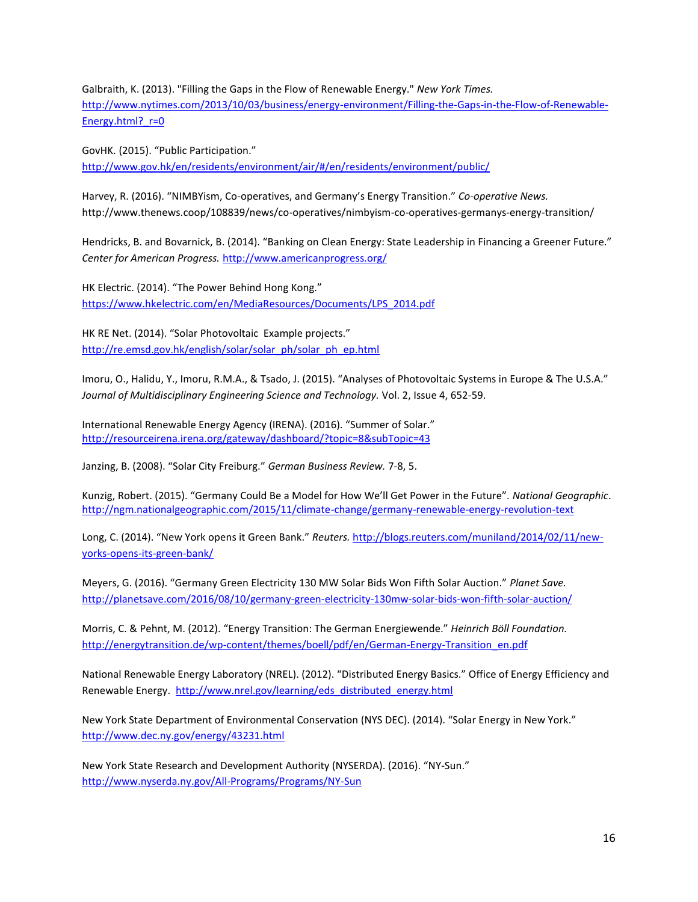Galbraith, K. (2013). "Filling the Gaps in the Flow of Renewable Energy." *New York Times.* http://www.nytimes.com/2013/10/03/business/energy-environment/Filling-the-Gaps-in-the-Flow-of-Renewable-Energy.html?_r=0

GovHK. (2015). "Public Participation." http://www.gov.hk/en/residents/environment/air/#/en/residents/environment/public/

Harvey, R. (2016). "NIMBYism, Co-operatives, and Germany's Energy Transition." *Co-operative News.* http://www.thenews.coop/108839/news/co-operatives/nimbyism-co-operatives-germanys-energy-transition/

Hendricks, B. and Bovarnick, B. (2014). "Banking on Clean Energy: State Leadership in Financing a Greener Future." *Center for American Progress.* http://www.americanprogress.org/

HK Electric. (2014). "The Power Behind Hong Kong." https://www.hkelectric.com/en/MediaResources/Documents/LPS_2014.pdf

HK RE Net. (2014). "Solar Photovoltaic  Example projects." http://re.emsd.gov.hk/english/solar/solar_ph/solar_ph_ep.html

Imoru, O., Halidu, Y., Imoru, R.M.A., & Tsado, J. (2015). "Analyses of Photovoltaic Systems in Europe & The U.S.A." *Journal of Multidisciplinary Engineering Science and Technology.* Vol. 2, Issue 4, 652-59.

International Renewable Energy Agency (IRENA). (2016). "Summer of Solar." http://resourceirena.irena.org/gateway/dashboard/?topic=8&subTopic=43

Janzing, B. (2008). "Solar City Freiburg." *German Business Review.* 7-8, 5.

Kunzig, Robert. (2015). "Germany Could Be a Model for How We'll Get Power in the Future". *National Geographic*. http://ngm.nationalgeographic.com/2015/11/climate-change/germany-renewable-energy-revolution-text

Long, C. (2014). "New York opens it Green Bank." *Reuters.* http://blogs.reuters.com/muniland/2014/02/11/new-yorks-opens-its-green-bank/

Meyers, G. (2016). "Germany Green Electricity 130 MW Solar Bids Won Fifth Solar Auction." *Planet Save.* http://planetsave.com/2016/08/10/germany-green-electricity-130mw-solar-bids-won-fifth-solar-auction/

Morris, C. & Pehnt, M. (2012). "Energy Transition: The German Energiewende." *Heinrich Böll Foundation.* http://energytransition.de/wp-content/themes/boell/pdf/en/German-Energy-Transition_en.pdf

National Renewable Energy Laboratory (NREL). (2012). "Distributed Energy Basics." Office of Energy Efficiency and Renewable Energy. http://www.nrel.gov/learning/eds_distributed_energy.html

New York State Department of Environmental Conservation (NYS DEC). (2014). "Solar Energy in New York." http://www.dec.ny.gov/energy/43231.html

New York State Research and Development Authority (NYSERDA). (2016). "NY-Sun." http://www.nyserda.ny.gov/All-Programs/Programs/NY-Sun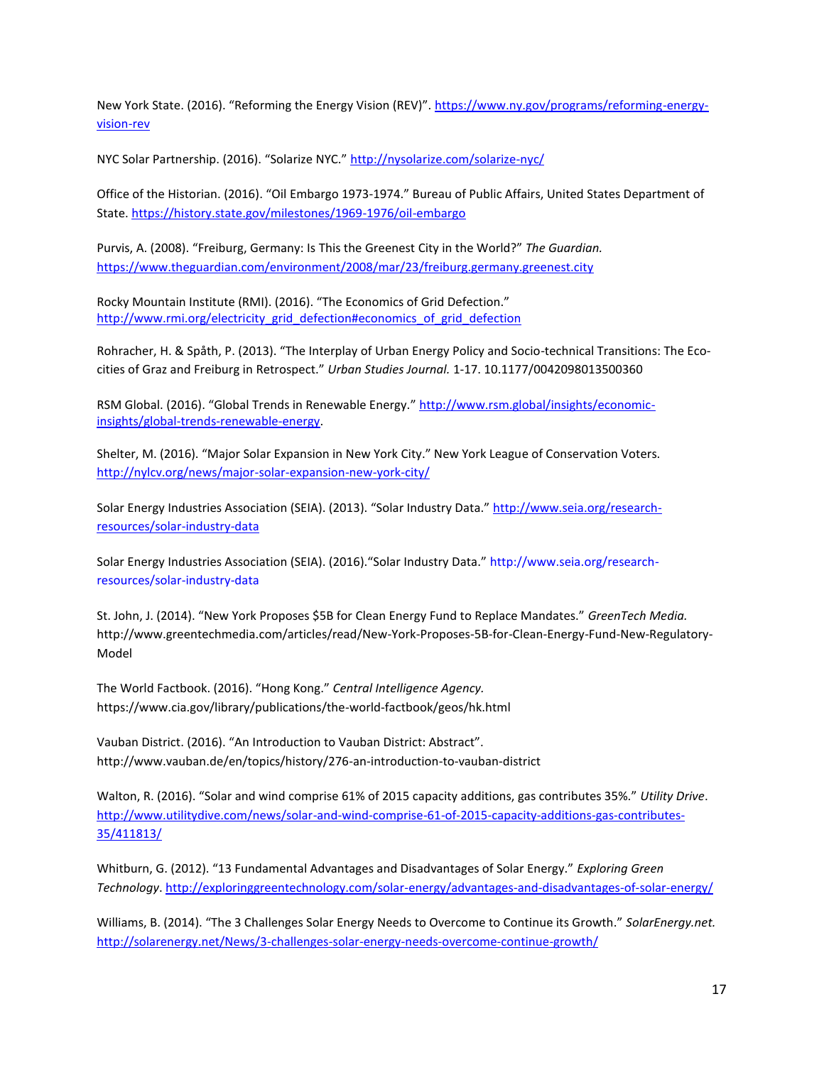New York State. (2016). “Reforming the Energy Vision (REV)”. https://www.ny.gov/programs/reforming-energy-vision-rev

NYC Solar Partnership. (2016). “Solarize NYC.” http://nysolarize.com/solarize-nyc/

Office of the Historian. (2016). “Oil Embargo 1973-1974.” Bureau of Public Affairs, United States Department of State. https://history.state.gov/milestones/1969-1976/oil-embargo

Purvis, A. (2008). “Freiburg, Germany: Is This the Greenest City in the World?” *The Guardian.* https://www.theguardian.com/environment/2008/mar/23/freiburg.germany.greenest.city

Rocky Mountain Institute (RMI). (2016). “The Economics of Grid Defection.” http://www.rmi.org/electricity_grid_defection#economics_of_grid_defection

Rohracher, H. & Spåth, P. (2013). “The Interplay of Urban Energy Policy and Socio-technical Transitions: The Eco-cities of Graz and Freiburg in Retrospect.” *Urban Studies Journal.* 1-17. 10.1177/0042098013500360

RSM Global. (2016). “Global Trends in Renewable Energy.” http://www.rsm.global/insights/economic-insights/global-trends-renewable-energy.

Shelter, M. (2016). “Major Solar Expansion in New York City.” New York League of Conservation Voters. http://nylcv.org/news/major-solar-expansion-new-york-city/

Solar Energy Industries Association (SEIA). (2013). “Solar Industry Data.” http://www.seia.org/research-resources/solar-industry-data

Solar Energy Industries Association (SEIA). (2016).“Solar Industry Data.” http://www.seia.org/research-resources/solar-industry-data

St. John, J. (2014). “New York Proposes $5B for Clean Energy Fund to Replace Mandates.” *GreenTech Media.* http://www.greentechmedia.com/articles/read/New-York-Proposes-5B-for-Clean-Energy-Fund-New-Regulatory-Model

The World Factbook. (2016). “Hong Kong.” *Central Intelligence Agency.* https://www.cia.gov/library/publications/the-world-factbook/geos/hk.html

Vauban District. (2016). “An Introduction to Vauban District: Abstract”. http://www.vauban.de/en/topics/history/276-an-introduction-to-vauban-district

Walton, R. (2016). “Solar and wind comprise 61% of 2015 capacity additions, gas contributes 35%.” *Utility Drive*. http://www.utilitydive.com/news/solar-and-wind-comprise-61-of-2015-capacity-additions-gas-contributes-35/411813/

Whitburn, G. (2012). “13 Fundamental Advantages and Disadvantages of Solar Energy.” *Exploring Green Technology*. http://exploringgreentechnology.com/solar-energy/advantages-and-disadvantages-of-solar-energy/

Williams, B. (2014). “The 3 Challenges Solar Energy Needs to Overcome to Continue its Growth.” *SolarEnergy.net.* http://solarenergy.net/News/3-challenges-solar-energy-needs-overcome-continue-growth/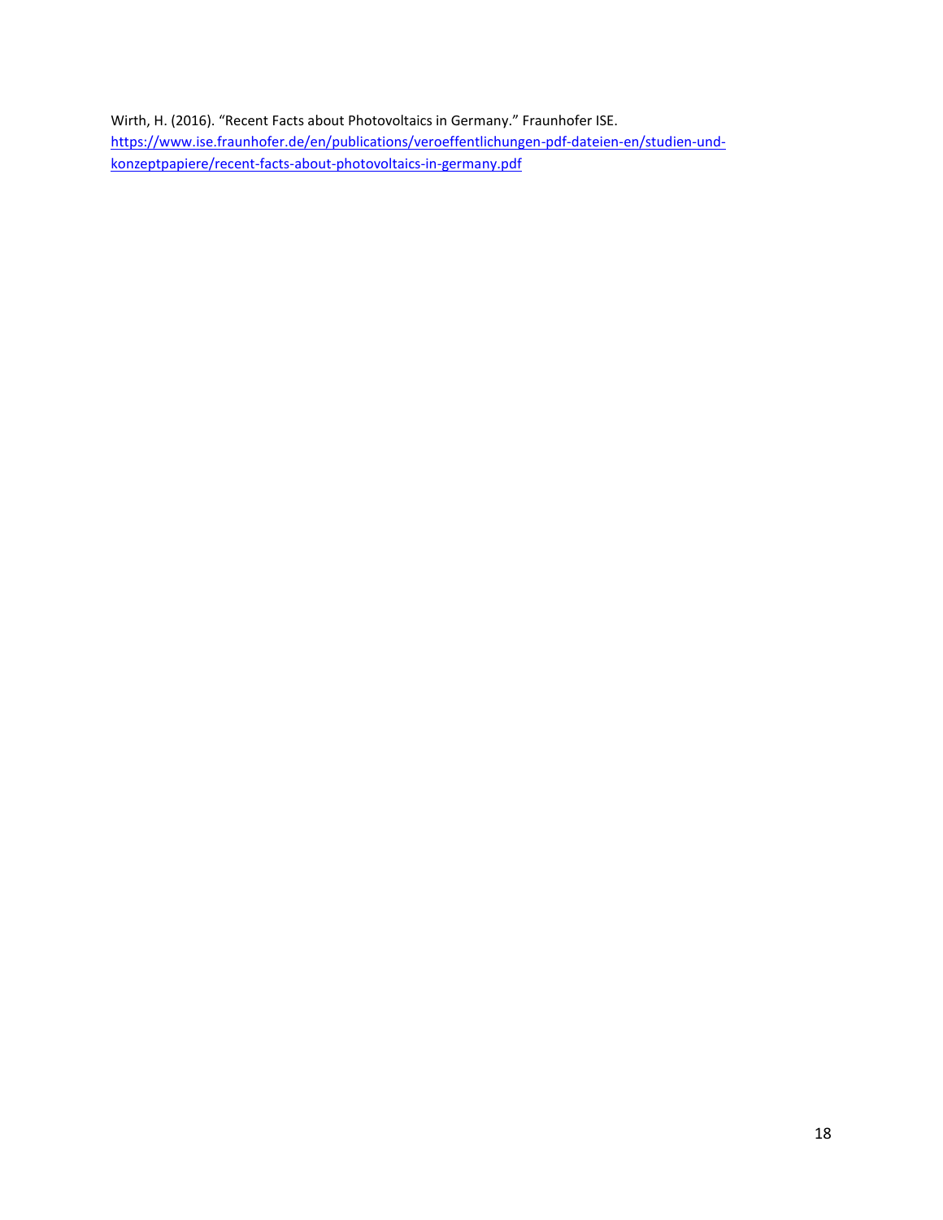Wirth, H. (2016). “Recent Facts about Photovoltaics in Germany.” Fraunhofer ISE. https://www.ise.fraunhofer.de/en/publications/veroeffentlichungen-pdf-dateien-en/studien-und-konzeptpapiere/recent-facts-about-photovoltaics-in-germany.pdf